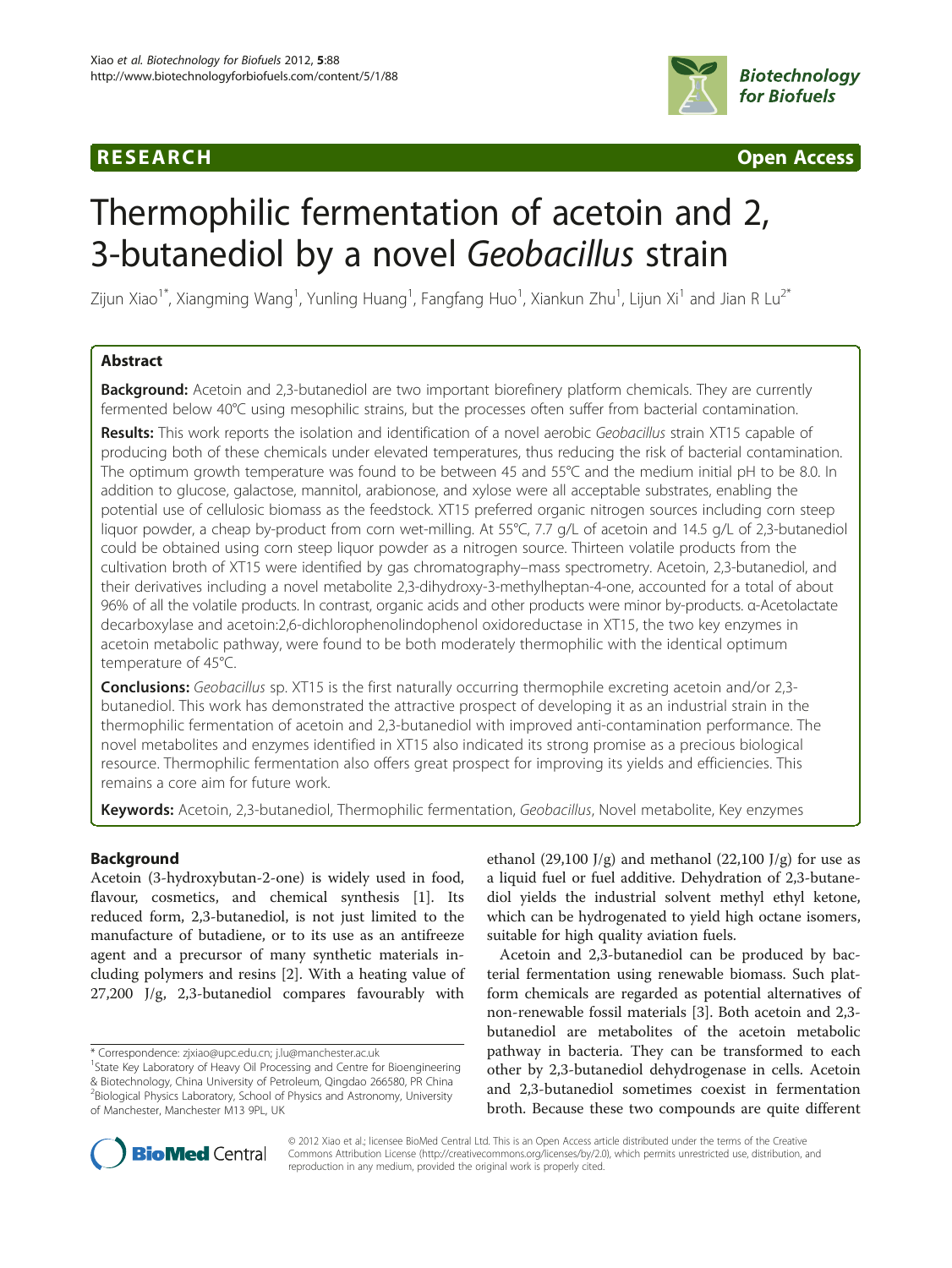RESEARCH **Open Access**

# Thermophilic fermentation of acetoin and 2, 3-butanediol by a novel *Geobacillus* strain

Zijun Xiao[1*], Xiangming Wang[1], Yunling Huang[1], Fangfang Huo[1], Xiankun Zhu[1], Lijun Xi[1] and Jian R Lu[2*]

## Abstract

**Background:** Acetoin and 2,3-butanediol are two important biorefinery platform chemicals. They are currently fermented below 40°C using mesophilic strains, but the processes often suffer from bacterial contamination.

**Results:** This work reports the isolation and identification of a novel aerobic *Geobacillus* strain XT15 capable of producing both of these chemicals under elevated temperatures, thus reducing the risk of bacterial contamination. The optimum growth temperature was found to be between 45 and 55°C and the medium initial pH to be 8.0. In addition to glucose, galactose, mannitol, arabionose, and xylose were all acceptable substrates, enabling the potential use of cellulosic biomass as the feedstock. XT15 preferred organic nitrogen sources including corn steep liquor powder, a cheap by-product from corn wet-milling. At 55°C, 7.7 g/L of acetoin and 14.5 g/L of 2,3-butanediol could be obtained using corn steep liquor powder as a nitrogen source. Thirteen volatile products from the cultivation broth of XT15 were identified by gas chromatography–mass spectrometry. Acetoin, 2,3-butanediol, and their derivatives including a novel metabolite 2,3-dihydroxy-3-methylheptan-4-one, accounted for a total of about 96% of all the volatile products. In contrast, organic acids and other products were minor by-products. α-Acetolactate decarboxylase and acetoin:2,6-dichlorophenolindophenol oxidoreductase in XT15, the two key enzymes in acetoin metabolic pathway, were found to be both moderately thermophilic with the identical optimum temperature of 45°C.

**Conclusions:** *Geobacillus* sp. XT15 is the first naturally occurring thermophile excreting acetoin and/or 2,3-butanediol. This work has demonstrated the attractive prospect of developing it as an industrial strain in the thermophilic fermentation of acetoin and 2,3-butanediol with improved anti-contamination performance. The novel metabolites and enzymes identified in XT15 also indicated its strong promise as a precious biological resource. Thermophilic fermentation also offers great prospect for improving its yields and efficiencies. This remains a core aim for future work.

**Keywords:** Acetoin, 2,3-butanediol, Thermophilic fermentation, *Geobacillus*, Novel metabolite, Key enzymes

## Background

Acetoin (3-hydroxybutan-2-one) is widely used in food, flavour, cosmetics, and chemical synthesis [1]. Its reduced form, 2,3-butanediol, is not just limited to the manufacture of butadiene, or to its use as an antifreeze agent and a precursor of many synthetic materials including polymers and resins [2]. With a heating value of 27,200 J/g, 2,3-butanediol compares favourably with ethanol (29,100 J/g) and methanol (22,100 J/g) for use as a liquid fuel or fuel additive. Dehydration of 2,3-butanediol yields the industrial solvent methyl ethyl ketone, which can be hydrogenated to yield high octane isomers, suitable for high quality aviation fuels.

Acetoin and 2,3-butanediol can be produced by bacterial fermentation using renewable biomass. Such platform chemicals are regarded as potential alternatives of non-renewable fossil materials [3]. Both acetoin and 2,3-butanediol are metabolites of the acetoin metabolic pathway in bacteria. They can be transformed to each other by 2,3-butanediol dehydrogenase in cells. Acetoin and 2,3-butanediol sometimes coexist in fermentation broth. Because these two compounds are quite different

\* Correspondence: zjxiao@upc.edu.cn; j.lu@manchester.ac.uk
[1]State Key Laboratory of Heavy Oil Processing and Centre for Bioengineering & Biotechnology, China University of Petroleum, Qingdao 266580, PR China
[2]Biological Physics Laboratory, School of Physics and Astronomy, University of Manchester, Manchester M13 9PL, UK

© 2012 Xiao et al.; licensee BioMed Central Ltd. This is an Open Access article distributed under the terms of the Creative Commons Attribution License (http://creativecommons.org/licenses/by/2.0), which permits unrestricted use, distribution, and reproduction in any medium, provided the original work is properly cited.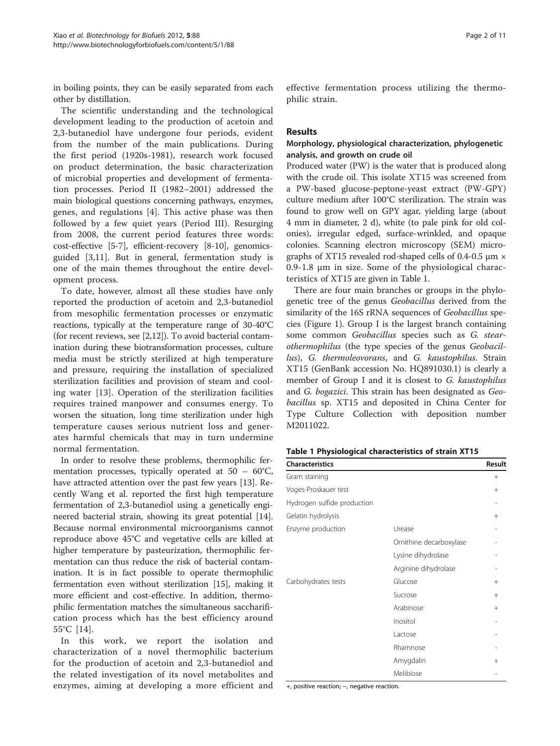in boiling points, they can be easily separated from each other by distillation.

The scientific understanding and the technological development leading to the production of acetoin and 2,3-butanediol have undergone four periods, evident from the number of the main publications. During the first period (1920s-1981), research work focused on product determination, the basic characterization of microbial properties and development of fermentation processes. Period II (1982–2001) addressed the main biological questions concerning pathways, enzymes, genes, and regulations [4]. This active phase was then followed by a few quiet years (Period III). Resurging from 2008, the current period features three words: cost-effective [5-7], efficient-recovery [8-10], genomics-guided [3,11]. But in general, fermentation study is one of the main themes throughout the entire development process.

To date, however, almost all these studies have only reported the production of acetoin and 2,3-butanediol from mesophilic fermentation processes or enzymatic reactions, typically at the temperature range of 30-40°C (for recent reviews, see [2,12]). To avoid bacterial contamination during these biotransformation processes, culture media must be strictly sterilized at high temperature and pressure, requiring the installation of specialized sterilization facilities and provision of steam and cooling water [13]. Operation of the sterilization facilities requires trained manpower and consumes energy. To worsen the situation, long time sterilization under high temperature causes serious nutrient loss and generates harmful chemicals that may in turn undermine normal fermentation.

In order to resolve these problems, thermophilic fermentation processes, typically operated at 50 – 60°C, have attracted attention over the past few years [13]. Recently Wang et al. reported the first high temperature fermentation of 2,3-butanediol using a genetically engineered bacterial strain, showing its great potential [14]. Because normal environmental microorganisms cannot reproduce above 45°C and vegetative cells are killed at higher temperature by pasteurization, thermophilic fermentation can thus reduce the risk of bacterial contamination. It is in fact possible to operate thermophilic fermentation even without sterilization [15], making it more efficient and cost-effective. In addition, thermophilic fermentation matches the simultaneous saccharification process which has the best efficiency around 55°C [14].

In this work, we report the isolation and characterization of a novel thermophilic bacterium for the production of acetoin and 2,3-butanediol and the related investigation of its novel metabolites and enzymes, aiming at developing a more efficient and effective fermentation process utilizing the thermophilic strain.

## Results

### Morphology, physiological characterization, phylogenetic analysis, and growth on crude oil

Produced water (PW) is the water that is produced along with the crude oil. This isolate XT15 was screened from a PW-based glucose-peptone-yeast extract (PW-GPY) culture medium after 100°C sterilization. The strain was found to grow well on GPY agar, yielding large (about 4 mm in diameter, 2 d), white (to pale pink for old colonies), irregular edged, surface-wrinkled, and opaque colonies. Scanning electron microscopy (SEM) micrographs of XT15 revealed rod-shaped cells of 0.4-0.5 μm × 0.9-1.8 μm in size. Some of the physiological characteristics of XT15 are given in Table 1.

There are four main branches or groups in the phylogenetic tree of the genus *Geobacillus* derived from the similarity of the 16S rRNA sequences of *Geobacillus* species (Figure 1). Group I is the largest branch containing some common *Geobacillus* species such as *G. stearothermophilus* (the type species of the genus *Geobacillus*), *G. thermoleovorans*, and *G. kaustophilus*. Strain XT15 (GenBank accession No. HQ891030.1) is clearly a member of Group I and it is closest to *G. kaustophilus* and *G. bogazici*. This strain has been designated as *Geobacillus* sp. XT15 and deposited in China Center for Type Culture Collection with deposition number M2011022.

**Table 1 Physiological characteristics of strain XT15**

| Characteristics | | Result |
|---|---|---|
| Gram staining | | + |
| Voges-Proskauer test | | + |
| Hydrogen sulfide production | | - |
| Gelatin hydrolysis | | + |
| Enzyme production | Urease | - |
| | Ornithine decarboxylase | - |
| | Lysine dihydrolase | - |
| | Arginine dihydrolase | - |
| Carbohydrates tests | Glucose | + |
| | Sucrose | + |
| | Arabinose | + |
| | Inositol | - |
| | Lactose | - |
| | Rhamnose | - |
| | Amygdalin | + |
| | Melibiose | - |

+, positive reaction; −, negative reaction.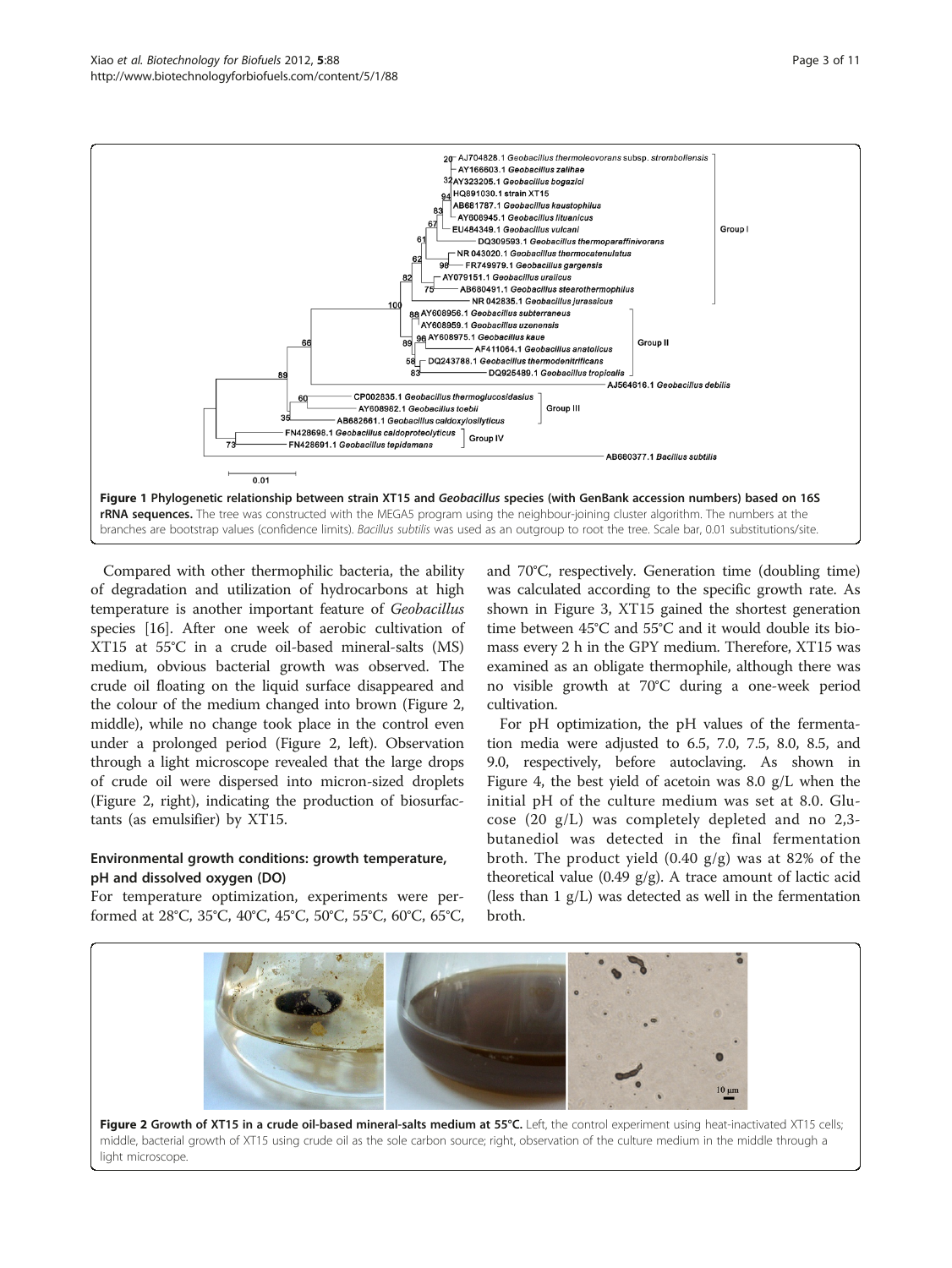**Figure 1 Phylogenetic relationship between strain XT15 and *Geobacillus* species (with GenBank accession numbers) based on 16S rRNA sequences.** The tree was constructed with the MEGA5 program using the neighbour-joining cluster algorithm. The numbers at the branches are bootstrap values (confidence limits). *Bacillus subtilis* was used as an outgroup to root the tree. Scale bar, 0.01 substitutions/site.

Compared with other thermophilic bacteria, the ability of degradation and utilization of hydrocarbons at high temperature is another important feature of *Geobacillus* species [16]. After one week of aerobic cultivation of XT15 at 55°C in a crude oil-based mineral-salts (MS) medium, obvious bacterial growth was observed. The crude oil floating on the liquid surface disappeared and the colour of the medium changed into brown (Figure 2, middle), while no change took place in the control even under a prolonged period (Figure 2, left). Observation through a light microscope revealed that the large drops of crude oil were dispersed into micron-sized droplets (Figure 2, right), indicating the production of biosurfactants (as emulsifier) by XT15.

### Environmental growth conditions: growth temperature, pH and dissolved oxygen (DO)

For temperature optimization, experiments were performed at 28°C, 35°C, 40°C, 45°C, 50°C, 55°C, 60°C, 65°C, and 70°C, respectively. Generation time (doubling time) was calculated according to the specific growth rate. As shown in Figure 3, XT15 gained the shortest generation time between 45°C and 55°C and it would double its biomass every 2 h in the GPY medium. Therefore, XT15 was examined as an obligate thermophile, although there was no visible growth at 70°C during a one-week period cultivation.

For pH optimization, the pH values of the fermentation media were adjusted to 6.5, 7.0, 7.5, 8.0, 8.5, and 9.0, respectively, before autoclaving. As shown in Figure 4, the best yield of acetoin was 8.0 g/L when the initial pH of the culture medium was set at 8.0. Glucose (20 g/L) was completely depleted and no 2,3-butanediol was detected in the final fermentation broth. The product yield (0.40 g/g) was at 82% of the theoretical value (0.49 g/g). A trace amount of lactic acid (less than 1 g/L) was detected as well in the fermentation broth.

**Figure 2 Growth of XT15 in a crude oil-based mineral-salts medium at 55°C.** Left, the control experiment using heat-inactivated XT15 cells; middle, bacterial growth of XT15 using crude oil as the sole carbon source; right, observation of the culture medium in the middle through a light microscope.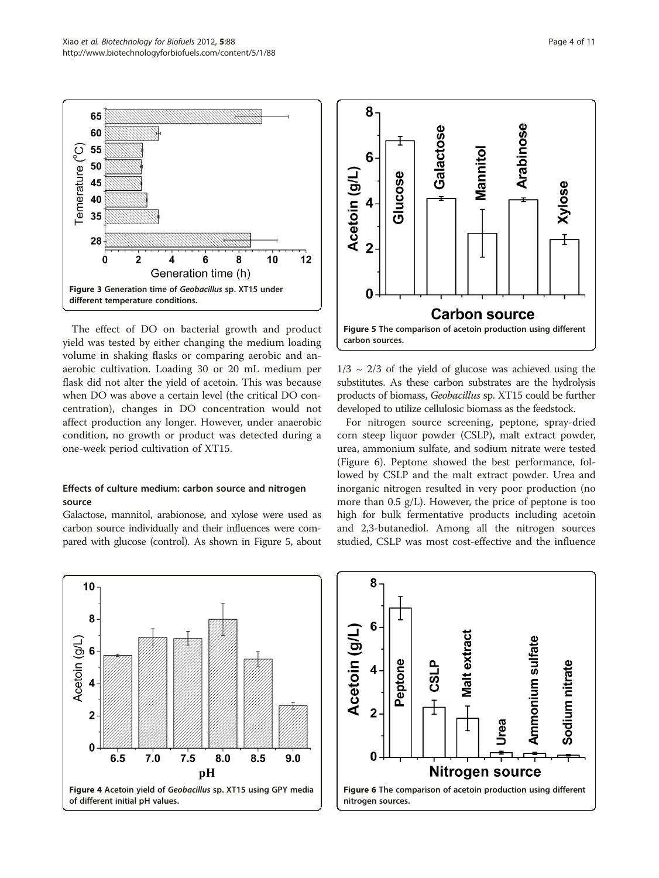Figure 3 Generation time of *Geobacillus* sp. XT15 under different temperature conditions.

The effect of DO on bacterial growth and product yield was tested by either changing the medium loading volume in shaking flasks or comparing aerobic and anaerobic cultivation. Loading 30 or 20 mL medium per flask did not alter the yield of acetoin. This was because when DO was above a certain level (the critical DO concentration), changes in DO concentration would not affect production any longer. However, under anaerobic condition, no growth or product was detected during a one-week period cultivation of XT15.

### Effects of culture medium: carbon source and nitrogen source

Galactose, mannitol, arabionose, and xylose were used as carbon source individually and their influences were compared with glucose (control). As shown in Figure 5, about $1/3 \sim 2/3$ of the yield of glucose was achieved using the substitutes. As these carbon substrates are the hydrolysis products of biomass, *Geobacillus* sp. XT15 could be further developed to utilize cellulosic biomass as the feedstock.

For nitrogen source screening, peptone, spray-dried corn steep liquor powder (CSLP), malt extract powder, urea, ammonium sulfate, and sodium nitrate were tested (Figure 6). Peptone showed the best performance, followed by CSLP and the malt extract powder. Urea and inorganic nitrogen resulted in very poor production (no more than 0.5 g/L). However, the price of peptone is too high for bulk fermentative products including acetoin and 2,3-butanediol. Among all the nitrogen sources studied, CSLP was most cost-effective and the influence

Figure 5 The comparison of acetoin production using different carbon sources.

Figure 4 Acetoin yield of *Geobacillus* sp. XT15 using GPY media of different initial pH values.

Figure 6 The comparison of acetoin production using different nitrogen sources.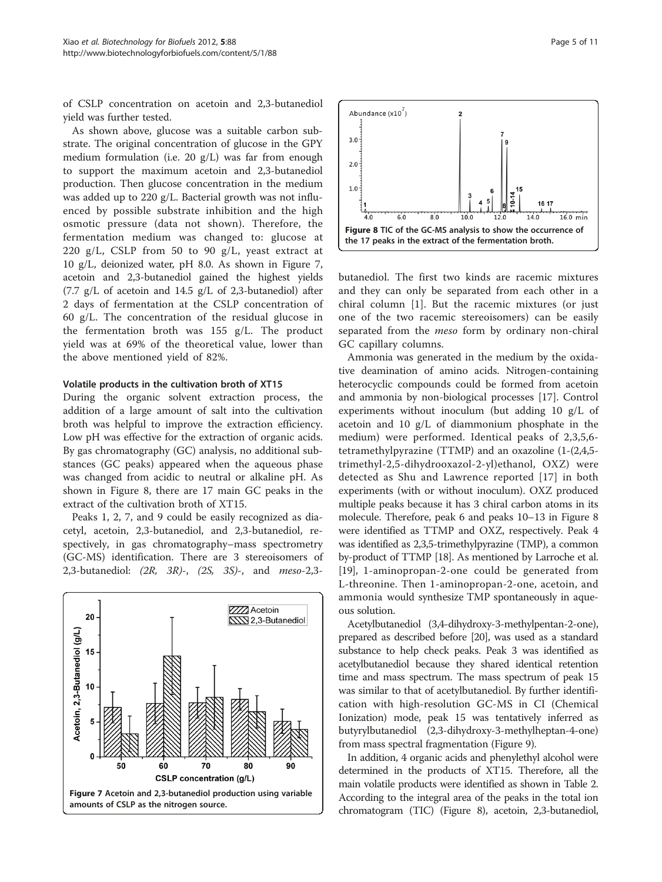of CSLP concentration on acetoin and 2,3-butanediol yield was further tested.

As shown above, glucose was a suitable carbon substrate. The original concentration of glucose in the GPY medium formulation (i.e. 20 g/L) was far from enough to support the maximum acetoin and 2,3-butanediol production. Then glucose concentration in the medium was added up to 220 g/L. Bacterial growth was not influenced by possible substrate inhibition and the high osmotic pressure (data not shown). Therefore, the fermentation medium was changed to: glucose at 220 g/L, CSLP from 50 to 90 g/L, yeast extract at 10 g/L, deionized water, pH 8.0. As shown in Figure 7, acetoin and 2,3-butanediol gained the highest yields (7.7 g/L of acetoin and 14.5 g/L of 2,3-butanediol) after 2 days of fermentation at the CSLP concentration of 60 g/L. The concentration of the residual glucose in the fermentation broth was 155 g/L. The product yield was at 69% of the theoretical value, lower than the above mentioned yield of 82%.

### Volatile products in the cultivation broth of XT15

During the organic solvent extraction process, the addition of a large amount of salt into the cultivation broth was helpful to improve the extraction efficiency. Low pH was effective for the extraction of organic acids. By gas chromatography (GC) analysis, no additional substances (GC peaks) appeared when the aqueous phase was changed from acidic to neutral or alkaline pH. As shown in Figure 8, there are 17 main GC peaks in the extract of the cultivation broth of XT15.

Peaks 1, 2, 7, and 9 could be easily recognized as diacetyl, acetoin, 2,3-butanediol, and 2,3-butanediol, respectively, in gas chromatography–mass spectrometry (GC-MS) identification. There are 3 stereoisomers of 2,3-butanediol: *(2R, 3R)-*, *(2S, 3S)-*, and *meso*-2,3-butanediol. The first two kinds are racemic mixtures and they can only be separated from each other in a chiral column [1]. But the racemic mixtures (or just one of the two racemic stereoisomers) can be easily separated from the *meso* form by ordinary non-chiral GC capillary columns.

Figure 7 Acetoin and 2,3-butanediol production using variable amounts of CSLP as the nitrogen source.

Figure 8 TIC of the GC-MS analysis to show the occurrence of the 17 peaks in the extract of the fermentation broth.

Ammonia was generated in the medium by the oxidative deamination of amino acids. Nitrogen-containing heterocyclic compounds could be formed from acetoin and ammonia by non-biological processes [17]. Control experiments without inoculum (but adding 10 g/L of acetoin and 10 g/L of diammonium phosphate in the medium) were performed. Identical peaks of 2,3,5,6-tetramethylpyrazine (TTMP) and an oxazoline (1-(2,4,5-trimethyl-2,5-dihydrooxazol-2-yl)ethanol, OXZ) were detected as Shu and Lawrence reported [17] in both experiments (with or without inoculum). OXZ produced multiple peaks because it has 3 chiral carbon atoms in its molecule. Therefore, peak 6 and peaks 10–13 in Figure 8 were identified as TTMP and OXZ, respectively. Peak 4 was identified as 2,3,5-trimethylpyrazine (TMP), a common by-product of TTMP [18]. As mentioned by Larroche et al. [19], 1-aminopropan-2-one could be generated from L-threonine. Then 1-aminopropan-2-one, acetoin, and ammonia would synthesize TMP spontaneously in aqueous solution.

Acetylbutanediol (3,4-dihydroxy-3-methylpentan-2-one), prepared as described before [20], was used as a standard substance to help check peaks. Peak 3 was identified as acetylbutanediol because they shared identical retention time and mass spectrum. The mass spectrum of peak 15 was similar to that of acetylbutanediol. By further identification with high-resolution GC-MS in CI (Chemical Ionization) mode, peak 15 was tentatively inferred as butyrylbutanediol (2,3-dihydroxy-3-methylheptan-4-one) from mass spectral fragmentation (Figure 9).

In addition, 4 organic acids and phenylethyl alcohol were determined in the products of XT15. Therefore, all the main volatile products were identified as shown in Table 2. According to the integral area of the peaks in the total ion chromatogram (TIC) (Figure 8), acetoin, 2,3-butanediol,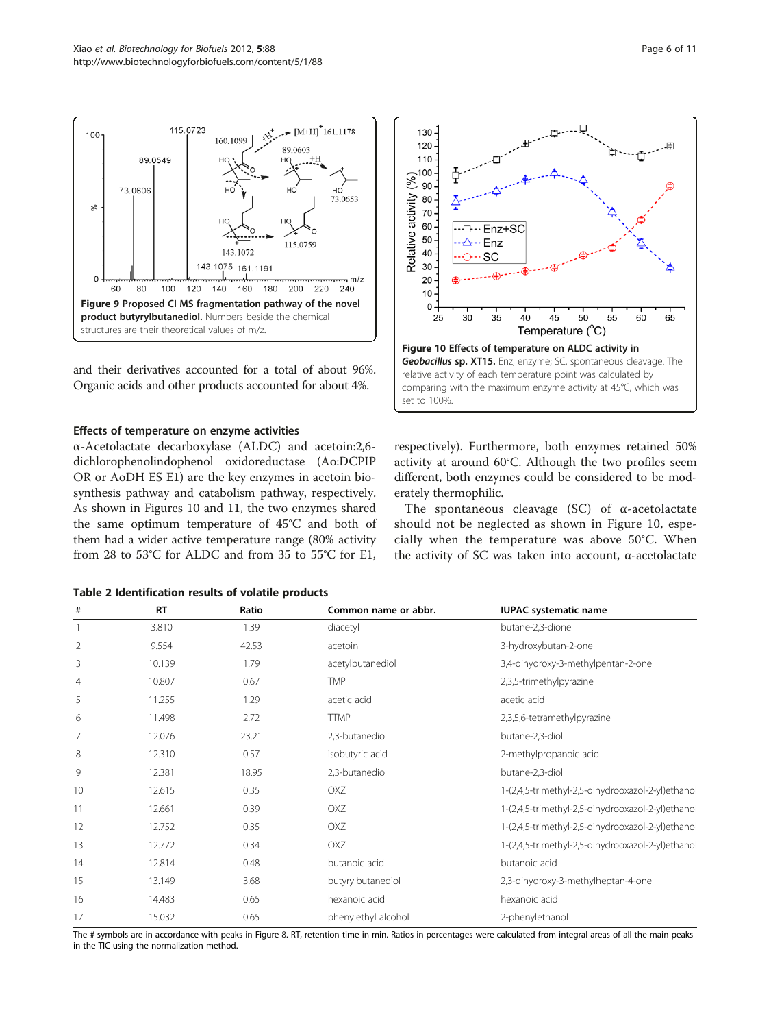Figure 9 Proposed CI MS fragmentation pathway of the novel product butyrylbutanediol. Numbers beside the chemical structures are their theoretical values of m/z.

and their derivatives accounted for a total of about 96%. Organic acids and other products accounted for about 4%.

### Effects of temperature on enzyme activities

α-Acetolactate decarboxylase (ALDC) and acetoin:2,6-dichlorophenolindophenol oxidoreductase (Ao:DCPIP OR or AoDH ES E1) are the key enzymes in acetoin biosynthesis pathway and catabolism pathway, respectively. As shown in Figures 10 and 11, the two enzymes shared the same optimum temperature of 45°C and both of them had a wider active temperature range (80% activity from 28 to 53°C for ALDC and from 35 to 55°C for E1, respectively). Furthermore, both enzymes retained 50% activity at around 60°C. Although the two profiles seem different, both enzymes could be considered to be moderately thermophilic.

The spontaneous cleavage (SC) of α-acetolactate should not be neglected as shown in Figure 10, especially when the temperature was above 50°C. When the activity of SC was taken into account, α-acetolactate

Figure 10 Effects of temperature on ALDC activity in *Geobacillus* sp. XT15. Enz, enzyme; SC, spontaneous cleavage. The relative activity of each temperature point was calculated by comparing with the maximum enzyme activity at 45°C, which was set to 100%.

**Table 2 Identification results of volatile products**

| # | RT | Ratio | Common name or abbr. | IUPAC systematic name |
|---|---|---|---|---|
| 1 | 3.810 | 1.39 | diacetyl | butane-2,3-dione |
| 2 | 9.554 | 42.53 | acetoin | 3-hydroxybutan-2-one |
| 3 | 10.139 | 1.79 | acetylbutanediol | 3,4-dihydroxy-3-methylpentan-2-one |
| 4 | 10.807 | 0.67 | TMP | 2,3,5-trimethylpyrazine |
| 5 | 11.255 | 1.29 | acetic acid | acetic acid |
| 6 | 11.498 | 2.72 | TTMP | 2,3,5,6-tetramethylpyrazine |
| 7 | 12.076 | 23.21 | 2,3-butanediol | butane-2,3-diol |
| 8 | 12.310 | 0.57 | isobutyric acid | 2-methylpropanoic acid |
| 9 | 12.381 | 18.95 | 2,3-butanediol | butane-2,3-diol |
| 10 | 12.615 | 0.35 | OXZ | 1-(2,4,5-trimethyl-2,5-dihydrooxazol-2-yl)ethanol |
| 11 | 12.661 | 0.39 | OXZ | 1-(2,4,5-trimethyl-2,5-dihydrooxazol-2-yl)ethanol |
| 12 | 12.752 | 0.35 | OXZ | 1-(2,4,5-trimethyl-2,5-dihydrooxazol-2-yl)ethanol |
| 13 | 12.772 | 0.34 | OXZ | 1-(2,4,5-trimethyl-2,5-dihydrooxazol-2-yl)ethanol |
| 14 | 12.814 | 0.48 | butanoic acid | butanoic acid |
| 15 | 13.149 | 3.68 | butyrylbutanediol | 2,3-dihydroxy-3-methylheptan-4-one |
| 16 | 14.483 | 0.65 | hexanoic acid | hexanoic acid |
| 17 | 15.032 | 0.65 | phenylethyl alcohol | 2-phenylethanol |

The # symbols are in accordance with peaks in Figure 8. RT, retention time in min. Ratios in percentages were calculated from integral areas of all the main peaks in the TIC using the normalization method.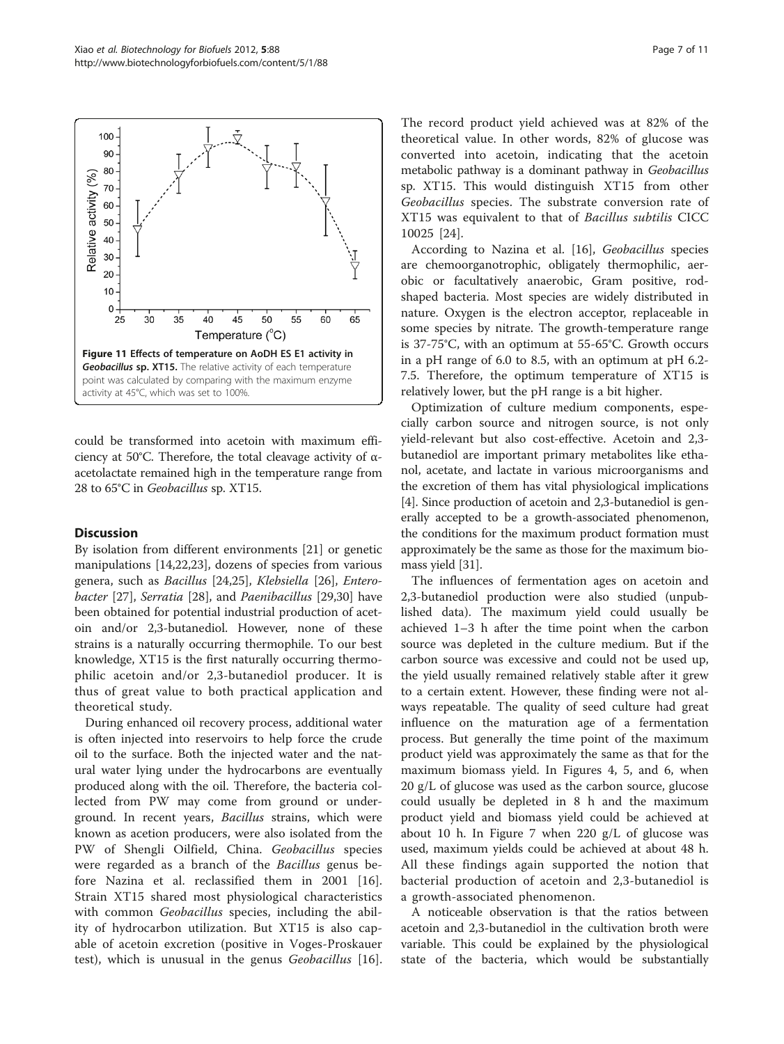Figure 11 Effects of temperature on AoDH ES E1 activity in *Geobacillus* sp. XT15. The relative activity of each temperature point was calculated by comparing with the maximum enzyme activity at 45°C, which was set to 100%.

could be transformed into acetoin with maximum efficiency at 50°C. Therefore, the total cleavage activity of α-acetolactate remained high in the temperature range from 28 to 65°C in *Geobacillus* sp. XT15.

## Discussion

By isolation from different environments [21] or genetic manipulations [14,22,23], dozens of species from various genera, such as *Bacillus* [24,25], *Klebsiella* [26], *Enterobacter* [27], *Serratia* [28], and *Paenibacillus* [29,30] have been obtained for potential industrial production of acetoin and/or 2,3-butanediol. However, none of these strains is a naturally occurring thermophile. To our best knowledge, XT15 is the first naturally occurring thermophilic acetoin and/or 2,3-butanediol producer. It is thus of great value to both practical application and theoretical study.

During enhanced oil recovery process, additional water is often injected into reservoirs to help force the crude oil to the surface. Both the injected water and the natural water lying under the hydrocarbons are eventually produced along with the oil. Therefore, the bacteria collected from PW may come from ground or underground. In recent years, *Bacillus* strains, which were known as acetion producers, were also isolated from the PW of Shengli Oilfield, China. *Geobacillus* species were regarded as a branch of the *Bacillus* genus before Nazina et al. reclassified them in 2001 [16]. Strain XT15 shared most physiological characteristics with common *Geobacillus* species, including the ability of hydrocarbon utilization. But XT15 is also capable of acetoin excretion (positive in Voges-Proskauer test), which is unusual in the genus *Geobacillus* [16]. The record product yield achieved was at 82% of the theoretical value. In other words, 82% of glucose was converted into acetoin, indicating that the acetoin metabolic pathway is a dominant pathway in *Geobacillus* sp. XT15. This would distinguish XT15 from other *Geobacillus* species. The substrate conversion rate of XT15 was equivalent to that of *Bacillus subtilis* CICC 10025 [24].

According to Nazina et al. [16], *Geobacillus* species are chemoorganotrophic, obligately thermophilic, aerobic or facultatively anaerobic, Gram positive, rod-shaped bacteria. Most species are widely distributed in nature. Oxygen is the electron acceptor, replaceable in some species by nitrate. The growth-temperature range is 37-75°C, with an optimum at 55-65°C. Growth occurs in a pH range of 6.0 to 8.5, with an optimum at pH 6.2-7.5. Therefore, the optimum temperature of XT15 is relatively lower, but the pH range is a bit higher.

Optimization of culture medium components, especially carbon source and nitrogen source, is not only yield-relevant but also cost-effective. Acetoin and 2,3-butanediol are important primary metabolites like ethanol, acetate, and lactate in various microorganisms and the excretion of them has vital physiological implications [4]. Since production of acetoin and 2,3-butanediol is generally accepted to be a growth-associated phenomenon, the conditions for the maximum product formation must approximately be the same as those for the maximum biomass yield [31].

The influences of fermentation ages on acetoin and 2,3-butanediol production were also studied (unpublished data). The maximum yield could usually be achieved 1–3 h after the time point when the carbon source was depleted in the culture medium. But if the carbon source was excessive and could not be used up, the yield usually remained relatively stable after it grew to a certain extent. However, these finding were not always repeatable. The quality of seed culture had great influence on the maturation age of a fermentation process. But generally the time point of the maximum product yield was approximately the same as that for the maximum biomass yield. In Figures 4, 5, and 6, when 20 g/L of glucose was used as the carbon source, glucose could usually be depleted in 8 h and the maximum product yield and biomass yield could be achieved at about 10 h. In Figure 7 when 220 g/L of glucose was used, maximum yields could be achieved at about 48 h. All these findings again supported the notion that bacterial production of acetoin and 2,3-butanediol is a growth-associated phenomenon.

A noticeable observation is that the ratios between acetoin and 2,3-butanediol in the cultivation broth were variable. This could be explained by the physiological state of the bacteria, which would be substantially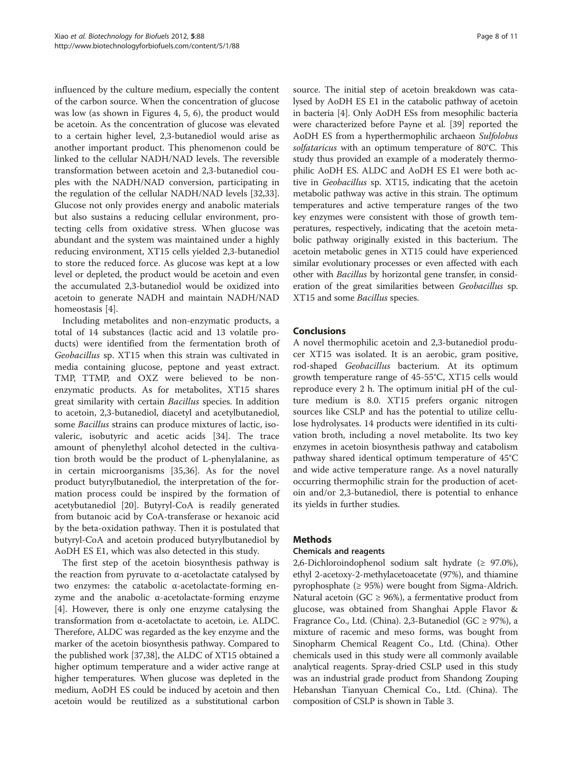influenced by the culture medium, especially the content of the carbon source. When the concentration of glucose was low (as shown in Figures 4, 5, 6), the product would be acetoin. As the concentration of glucose was elevated to a certain higher level, 2,3-butanediol would arise as another important product. This phenomenon could be linked to the cellular NADH/NAD levels. The reversible transformation between acetoin and 2,3-butanediol couples with the NADH/NAD conversion, participating in the regulation of the cellular NADH/NAD levels [32,33]. Glucose not only provides energy and anabolic materials but also sustains a reducing cellular environment, protecting cells from oxidative stress. When glucose was abundant and the system was maintained under a highly reducing environment, XT15 cells yielded 2,3-butanediol to store the reduced force. As glucose was kept at a low level or depleted, the product would be acetoin and even the accumulated 2,3-butanediol would be oxidized into acetoin to generate NADH and maintain NADH/NAD homeostasis [4].

Including metabolites and non-enzymatic products, a total of 14 substances (lactic acid and 13 volatile products) were identified from the fermentation broth of *Geobacillus* sp. XT15 when this strain was cultivated in media containing glucose, peptone and yeast extract. TMP, TTMP, and OXZ were believed to be non-enzymatic products. As for metabolites, XT15 shares great similarity with certain *Bacillus* species. In addition to acetoin, 2,3-butanediol, diacetyl and acetylbutanediol, some *Bacillus* strains can produce mixtures of lactic, isovaleric, isobutyric and acetic acids [34]. The trace amount of phenylethyl alcohol detected in the cultivation broth would be the product of L-phenylalanine, as in certain microorganisms [35,36]. As for the novel product butyrylbutanediol, the interpretation of the formation process could be inspired by the formation of acetybutanediol [20]. Butyryl-CoA is readily generated from butanoic acid by CoA-transferase or hexanoic acid by the beta-oxidation pathway. Then it is postulated that butyryl-CoA and acetoin produced butyrylbutanediol by AoDH ES E1, which was also detected in this study.

The first step of the acetoin biosynthesis pathway is the reaction from pyruvate to α-acetolactate catalysed by two enzymes: the catabolic α-acetolactate-forming enzyme and the anabolic α-acetolactate-forming enzyme [4]. However, there is only one enzyme catalysing the transformation from α-acetolactate to acetoin, i.e. ALDC. Therefore, ALDC was regarded as the key enzyme and the marker of the acetoin biosynthesis pathway. Compared to the published work [37,38], the ALDC of XT15 obtained a higher optimum temperature and a wider active range at higher temperatures. When glucose was depleted in the medium, AoDH ES could be induced by acetoin and then acetoin would be reutilized as a substitutional carbon source. The initial step of acetoin breakdown was catalysed by AoDH ES E1 in the catabolic pathway of acetoin in bacteria [4]. Only AoDH ESs from mesophilic bacteria were characterized before Payne et al. [39] reported the AoDH ES from a hyperthermophilic archaeon *Sulfolobus solfataricus* with an optimum temperature of 80°C. This study thus provided an example of a moderately thermophilic AoDH ES. ALDC and AoDH ES E1 were both active in *Geobacillus* sp. XT15, indicating that the acetoin metabolic pathway was active in this strain. The optimum temperatures and active temperature ranges of the two key enzymes were consistent with those of growth temperatures, respectively, indicating that the acetoin metabolic pathway originally existed in this bacterium. The acetoin metabolic genes in XT15 could have experienced similar evolutionary processes or even affected with each other with *Bacillus* by horizontal gene transfer, in consideration of the great similarities between *Geobacillus* sp. XT15 and some *Bacillus* species.

## Conclusions

A novel thermophilic acetoin and 2,3-butanediol producer XT15 was isolated. It is an aerobic, gram positive, rod-shaped *Geobacillus* bacterium. At its optimum growth temperature range of 45-55°C, XT15 cells would reproduce every 2 h. The optimum initial pH of the culture medium is 8.0. XT15 prefers organic nitrogen sources like CSLP and has the potential to utilize cellulose hydrolysates. 14 products were identified in its cultivation broth, including a novel metabolite. Its two key enzymes in acetoin biosynthesis pathway and catabolism pathway shared identical optimum temperature of 45°C and wide active temperature range. As a novel naturally occurring thermophilic strain for the production of acetoin and/or 2,3-butanediol, there is potential to enhance its yields in further studies.

## Methods

### Chemicals and reagents

2,6-Dichloroindophenol sodium salt hydrate (≥ 97.0%), ethyl 2-acetoxy-2-methylacetoacetate (97%), and thiamine pyrophosphate (≥ 95%) were bought from Sigma-Aldrich. Natural acetoin (GC ≥ 96%), a fermentative product from glucose, was obtained from Shanghai Apple Flavor & Fragrance Co., Ltd. (China). 2,3-Butanediol (GC ≥ 97%), a mixture of racemic and meso forms, was bought from Sinopharm Chemical Reagent Co., Ltd. (China). Other chemicals used in this study were all commonly available analytical reagents. Spray-dried CSLP used in this study was an industrial grade product from Shandong Zouping Hebanshan Tianyuan Chemical Co., Ltd. (China). The composition of CSLP is shown in Table 3.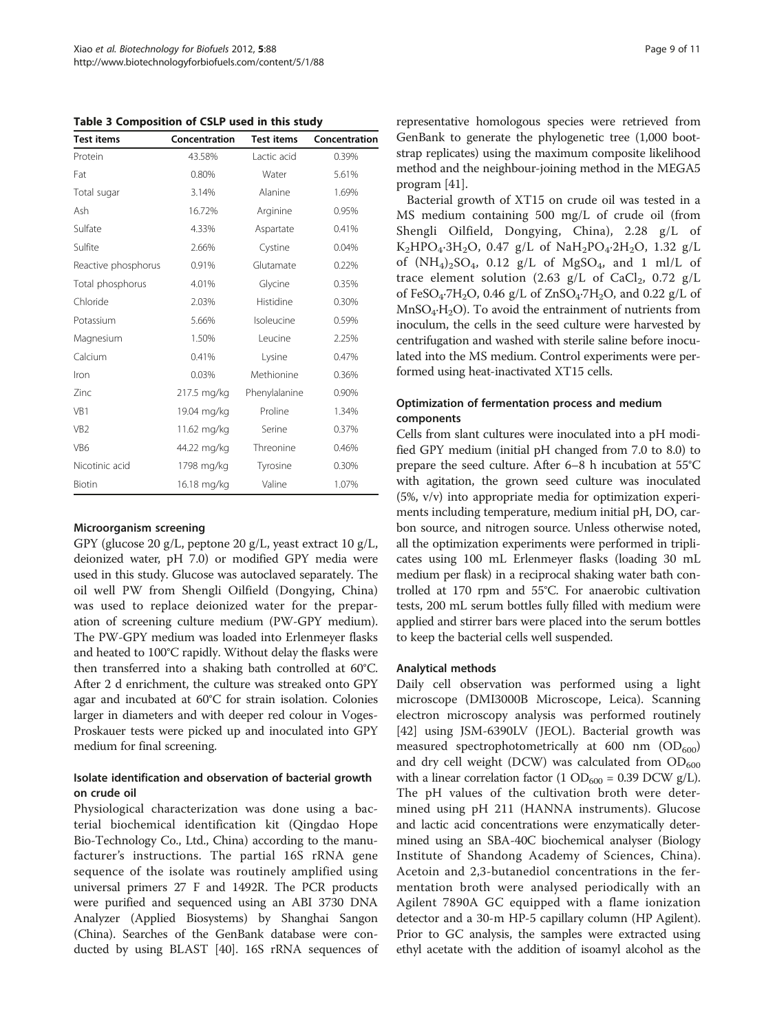**Table 3 Composition of CSLP used in this study**

| Test items | Concentration | Test items | Concentration |
|---|---|---|---|
| Protein | 43.58% | Lactic acid | 0.39% |
| Fat | 0.80% | Water | 5.61% |
| Total sugar | 3.14% | Alanine | 1.69% |
| Ash | 16.72% | Arginine | 0.95% |
| Sulfate | 4.33% | Aspartate | 0.41% |
| Sulfite | 2.66% | Cystine | 0.04% |
| Reactive phosphorus | 0.91% | Glutamate | 0.22% |
| Total phosphorus | 4.01% | Glycine | 0.35% |
| Chloride | 2.03% | Histidine | 0.30% |
| Potassium | 5.66% | Isoleucine | 0.59% |
| Magnesium | 1.50% | Leucine | 2.25% |
| Calcium | 0.41% | Lysine | 0.47% |
| Iron | 0.03% | Methionine | 0.36% |
| Zinc | 217.5 mg/kg | Phenylalanine | 0.90% |
| VB1 | 19.04 mg/kg | Proline | 1.34% |
| VB2 | 11.62 mg/kg | Serine | 0.37% |
| VB6 | 44.22 mg/kg | Threonine | 0.46% |
| Nicotinic acid | 1798 mg/kg | Tyrosine | 0.30% |
| Biotin | 16.18 mg/kg | Valine | 1.07% |

### Microorganism screening

GPY (glucose 20 g/L, peptone 20 g/L, yeast extract 10 g/L, deionized water, pH 7.0) or modified GPY media were used in this study. Glucose was autoclaved separately. The oil well PW from Shengli Oilfield (Dongying, China) was used to replace deionized water for the preparation of screening culture medium (PW-GPY medium). The PW-GPY medium was loaded into Erlenmeyer flasks and heated to 100°C rapidly. Without delay the flasks were then transferred into a shaking bath controlled at 60°C. After 2 d enrichment, the culture was streaked onto GPY agar and incubated at 60°C for strain isolation. Colonies larger in diameters and with deeper red colour in Voges-Proskauer tests were picked up and inoculated into GPY medium for final screening.

### Isolate identification and observation of bacterial growth on crude oil

Physiological characterization was done using a bacterial biochemical identification kit (Qingdao Hope Bio-Technology Co., Ltd., China) according to the manufacturer's instructions. The partial 16S rRNA gene sequence of the isolate was routinely amplified using universal primers 27 F and 1492R. The PCR products were purified and sequenced using an ABI 3730 DNA Analyzer (Applied Biosystems) by Shanghai Sangon (China). Searches of the GenBank database were conducted by using BLAST [40]. 16S rRNA sequences of representative homologous species were retrieved from GenBank to generate the phylogenetic tree (1,000 bootstrap replicates) using the maximum composite likelihood method and the neighbour-joining method in the MEGA5 program [41].

Bacterial growth of XT15 on crude oil was tested in a MS medium containing 500 mg/L of crude oil (from Shengli Oilfield, Dongying, China), 2.28 g/L of $K_2HPO_4{\cdot}3H_2O$, 0.47 g/L of $NaH_2PO_4{\cdot}2H_2O$, 1.32 g/L of $(NH_4)_2SO_4$, 0.12 g/L of $MgSO_4$, and 1 ml/L of trace element solution (2.63 g/L of $CaCl_2$, 0.72 g/L of $FeSO_4{\cdot}7H_2O$, 0.46 g/L of $ZnSO_4{\cdot}7H_2O$, and 0.22 g/L of $MnSO_4{\cdot}H_2O$). To avoid the entrainment of nutrients from inoculum, the cells in the seed culture were harvested by centrifugation and washed with sterile saline before inoculated into the MS medium. Control experiments were performed using heat-inactivated XT15 cells.

### Optimization of fermentation process and medium components

Cells from slant cultures were inoculated into a pH modified GPY medium (initial pH changed from 7.0 to 8.0) to prepare the seed culture. After 6–8 h incubation at 55°C with agitation, the grown seed culture was inoculated (5%, v/v) into appropriate media for optimization experiments including temperature, medium initial pH, DO, carbon source, and nitrogen source. Unless otherwise noted, all the optimization experiments were performed in triplicates using 100 mL Erlenmeyer flasks (loading 30 mL medium per flask) in a reciprocal shaking water bath controlled at 170 rpm and 55°C. For anaerobic cultivation tests, 200 mL serum bottles fully filled with medium were applied and stirrer bars were placed into the serum bottles to keep the bacterial cells well suspended.

### Analytical methods

Daily cell observation was performed using a light microscope (DMI3000B Microscope, Leica). Scanning electron microscopy analysis was performed routinely [42] using JSM-6390LV (JEOL). Bacterial growth was measured spectrophotometrically at 600 nm ($OD_{600}$) and dry cell weight (DCW) was calculated from $OD_{600}$ with a linear correlation factor (1 $OD_{600}$ = 0.39 DCW g/L). The pH values of the cultivation broth were determined using pH 211 (HANNA instruments). Glucose and lactic acid concentrations were enzymatically determined using an SBA-40C biochemical analyser (Biology Institute of Shandong Academy of Sciences, China). Acetoin and 2,3-butanediol concentrations in the fermentation broth were analysed periodically with an Agilent 7890A GC equipped with a flame ionization detector and a 30-m HP-5 capillary column (HP Agilent). Prior to GC analysis, the samples were extracted using ethyl acetate with the addition of isoamyl alcohol as the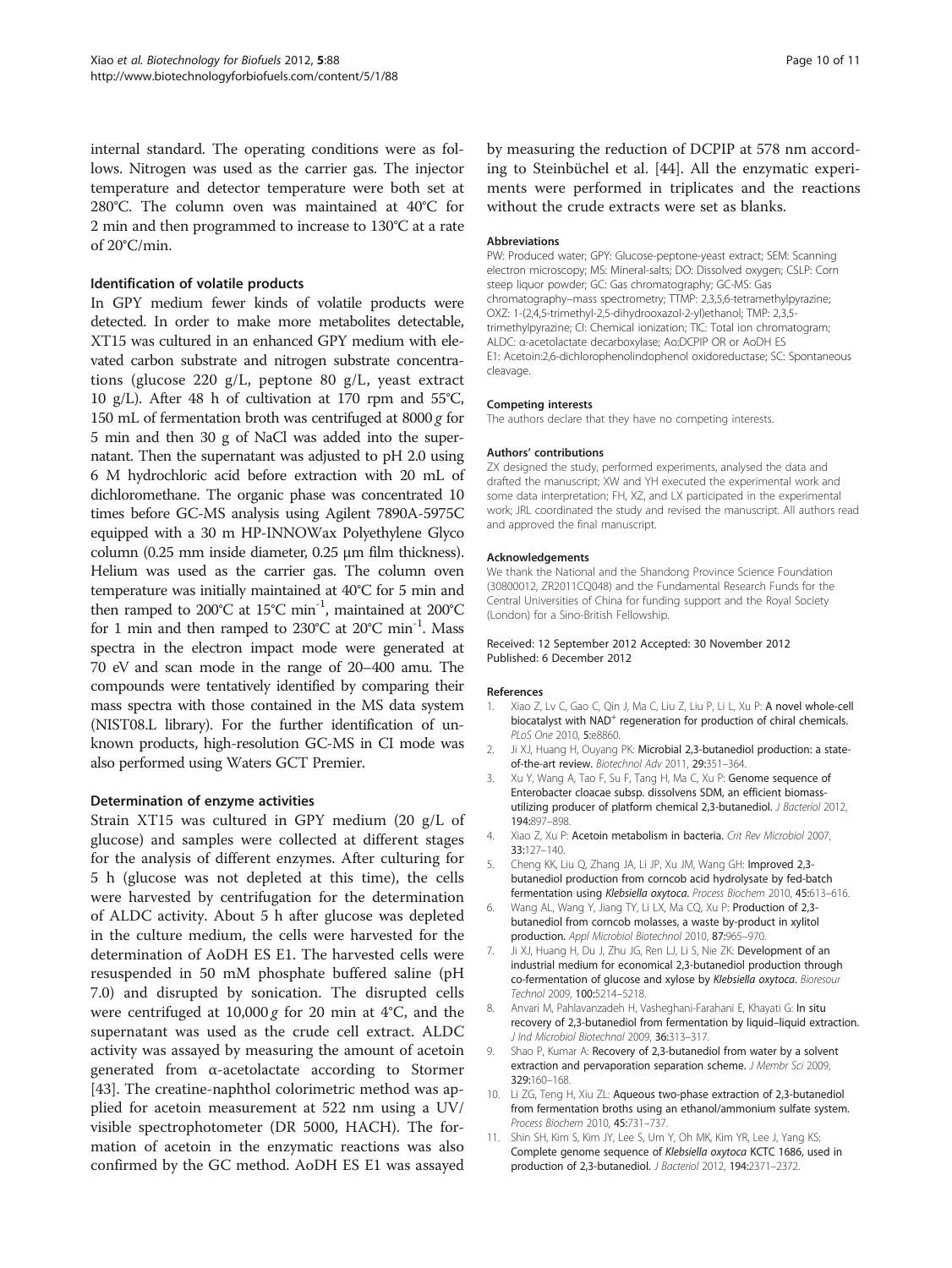internal standard. The operating conditions were as follows. Nitrogen was used as the carrier gas. The injector temperature and detector temperature were both set at 280°C. The column oven was maintained at 40°C for 2 min and then programmed to increase to 130°C at a rate of 20°C/min.

### Identification of volatile products

In GPY medium fewer kinds of volatile products were detected. In order to make more metabolites detectable, XT15 was cultured in an enhanced GPY medium with elevated carbon substrate and nitrogen substrate concentrations (glucose 220 g/L, peptone 80 g/L, yeast extract 10 g/L). After 48 h of cultivation at 170 rpm and 55°C, 150 mL of fermentation broth was centrifuged at 8000 *g* for 5 min and then 30 g of NaCl was added into the supernatant. Then the supernatant was adjusted to pH 2.0 using 6 M hydrochloric acid before extraction with 20 mL of dichloromethane. The organic phase was concentrated 10 times before GC-MS analysis using Agilent 7890A-5975C equipped with a 30 m HP-INNOWax Polyethylene Glyco column (0.25 mm inside diameter, 0.25 μm film thickness). Helium was used as the carrier gas. The column oven temperature was initially maintained at 40°C for 5 min and then ramped to 200°C at 15°C $min^{-1}$, maintained at 200°C for 1 min and then ramped to 230°C at 20°C $min^{-1}$. Mass spectra in the electron impact mode were generated at 70 eV and scan mode in the range of 20–400 amu. The compounds were tentatively identified by comparing their mass spectra with those contained in the MS data system (NIST08.L library). For the further identification of unknown products, high-resolution GC-MS in CI mode was also performed using Waters GCT Premier.

### Determination of enzyme activities

Strain XT15 was cultured in GPY medium (20 g/L of glucose) and samples were collected at different stages for the analysis of different enzymes. After culturing for 5 h (glucose was not depleted at this time), the cells were harvested by centrifugation for the determination of ALDC activity. About 5 h after glucose was depleted in the culture medium, the cells were harvested for the determination of AoDH ES E1. The harvested cells were resuspended in 50 mM phosphate buffered saline (pH 7.0) and disrupted by sonication. The disrupted cells were centrifuged at 10,000 *g* for 20 min at 4°C, and the supernatant was used as the crude cell extract. ALDC activity was assayed by measuring the amount of acetoin generated from α-acetolactate according to Stormer [43]. The creatine-naphthol colorimetric method was applied for acetoin measurement at 522 nm using a UV/visible spectrophotometer (DR 5000, HACH). The formation of acetoin in the enzymatic reactions was also confirmed by the GC method. AoDH ES E1 was assayed by measuring the reduction of DCPIP at 578 nm according to Steinbüchel et al. [44]. All the enzymatic experiments were performed in triplicates and the reactions without the crude extracts were set as blanks.

#### Abbreviations

PW: Produced water; GPY: Glucose-peptone-yeast extract; SEM: Scanning electron microscopy; MS: Mineral-salts; DO: Dissolved oxygen; CSLP: Corn steep liquor powder; GC: Gas chromatography; GC-MS: Gas chromatography–mass spectrometry; TTMP: 2,3,5,6-tetramethylpyrazine; OXZ: 1-(2,4,5-trimethyl-2,5-dihydrooxazol-2-yl)ethanol; TMP: 2,3,5-trimethylpyrazine; CI: Chemical ionization; TIC: Total ion chromatogram; ALDC: α-acetolactate decarboxylase; Ao:DCPIP OR or AoDH ES E1: Acetoin:2,6-dichlorophenolindophenol oxidoreductase; SC: Spontaneous cleavage.

#### Competing interests

The authors declare that they have no competing interests.

#### Authors' contributions

ZX designed the study, performed experiments, analysed the data and drafted the manuscript; XW and YH executed the experimental work and some data interpretation; FH, XZ, and LX participated in the experimental work; JRL coordinated the study and revised the manuscript. All authors read and approved the final manuscript.

#### Acknowledgements

We thank the National and the Shandong Province Science Foundation (30800012, ZR2011CQ048) and the Fundamental Research Funds for the Central Universities of China for funding support and the Royal Society (London) for a Sino-British Fellowship.

Received: 12 September 2012 Accepted: 30 November 2012
Published: 6 December 2012

#### References

1. Xiao Z, Lv C, Gao C, Qin J, Ma C, Liu Z, Liu P, Li L, Xu P: **A novel whole-cell biocatalyst with NAD$^+$ regeneration for production of chiral chemicals.** *PLoS One* 2010, **5:**e8860.
2. Ji XJ, Huang H, Ouyang PK: **Microbial 2,3-butanediol production: a state-of-the-art review.** *Biotechnol Adv* 2011, **29:**351–364.
3. Xu Y, Wang A, Tao F, Su F, Tang H, Ma C, Xu P: **Genome sequence of Enterobacter cloacae subsp. dissolvens SDM, an efficient biomass-utilizing producer of platform chemical 2,3-butanediol.** *J Bacteriol* 2012, **194:**897–898.
4. Xiao Z, Xu P: **Acetoin metabolism in bacteria.** *Crit Rev Microbiol* 2007, **33:**127–140.
5. Cheng KK, Liu Q, Zhang JA, Li JP, Xu JM, Wang GH: **Improved 2,3-butanediol production from corncob acid hydrolysate by fed-batch fermentation using *Klebsiella oxytoca*.** *Process Biochem* 2010, **45:**613–616.
6. Wang AL, Wang Y, Jiang TY, Li LX, Ma CQ, Xu P: **Production of 2,3-butanediol from corncob molasses, a waste by-product in xylitol production.** *Appl Microbiol Biotechnol* 2010, **87:**965–970.
7. Ji XJ, Huang H, Du J, Zhu JG, Ren LJ, Li S, Nie ZK: **Development of an industrial medium for economical 2,3-butanediol production through co-fermentation of glucose and xylose by *Klebsiella oxytoca*.** *Bioresour Technol* 2009, **100:**5214–5218.
8. Anvari M, Pahlavanzadeh H, Vasheghani-Farahani E, Khayati G: **In situ recovery of 2,3-butanediol from fermentation by liquid–liquid extraction.** *J Ind Microbiol Biotechnol* 2009, **36:**313–317.
9. Shao P, Kumar A: **Recovery of 2,3-butanediol from water by a solvent extraction and pervaporation separation scheme.** *J Membr Sci* 2009, **329:**160–168.
10. Li ZG, Teng H, Xiu ZL: **Aqueous two-phase extraction of 2,3-butanediol from fermentation broths using an ethanol/ammonium sulfate system.** *Process Biochem* 2010, **45:**731–737.
11. Shin SH, Kim S, Kim JY, Lee S, Um Y, Oh MK, Kim YR, Lee J, Yang KS: **Complete genome sequence of *Klebsiella oxytoca* KCTC 1686, used in production of 2,3-butanediol.** *J Bacteriol* 2012, **194:**2371–2372.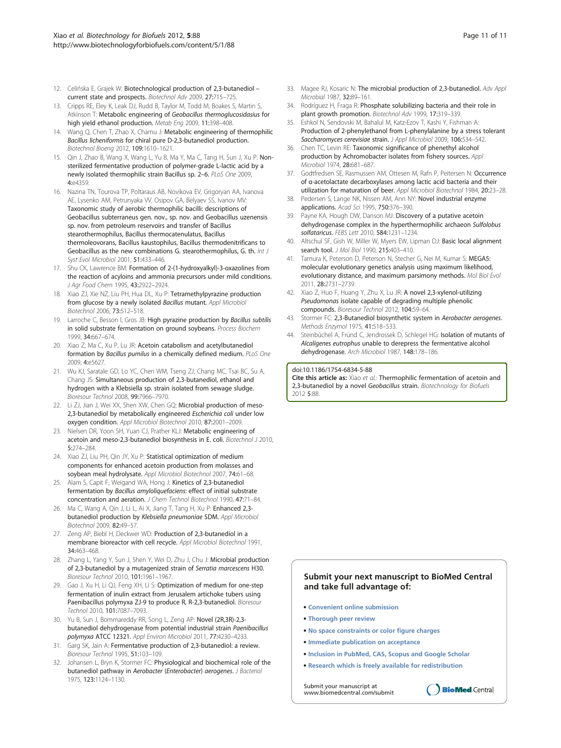12. Celińska E, Grajek W: Biotechnological production of 2,3-butanediol – current state and prospects. *Biotechnol Adv* 2009, **27**:715–725.
13. Cripps RE, Eley K, Leak DJ, Rudd B, Taylor M, Todd M, Boakes S, Martin S, Atkinson T: Metabolic engineering of *Geobacillus thermoglucosidasius* for high yield ethanol production. *Metab Eng* 2009, **11**:398–408.
14. Wang Q, Chen T, Zhao X, Chamu J: Metabolic engineering of thermophilic *Bacillus licheniformis* for chiral pure D-2,3-butanediol production. *Biotechnol Bioeng* 2012, **109**:1610–1621.
15. Qin J, Zhao B, Wang X, Wang L, Yu B, Ma Y, Ma C, Tang H, Sun J, Xu P: Non-sterilized fermentative production of polymer-grade L-lactic acid by a newly isolated thermophilic strain Bacillus sp. 2–6. *PLoS One* 2009, **4**:e4359.
16. Nazina TN, Tourova TP, Poltaraus AB, Novikova EV, Grigoryan AA, Ivanova AE, Lysenko AM, Petrunyaka VV, Osipov GA, Belyaev SS, Ivanov MV: Taxonomic study of aerobic thermophilic bacilli: descriptions of Geobacillus subterraneus gen. nov., sp. nov. and Geobacillus uzenensis sp. nov. from petroleum reservoirs and transfer of Bacillus stearothermophilus, Bacillus thermocatenulatus, Bacillus thermoleovorans, Bacillus kaustophilus, Bacillus thermodenitrificans to Geobacillus as the new combinations G. stearothermophilus, G. th. *Int J Syst Evol Microbiol* 2001, **51**:433–446.
17. Shu CK, Lawrence BM: Formation of 2-(1-hydroxyalkyl)-3-oxazolines from the reaction of acyloins and ammonia precursors under mild conditions. *J Agr Food Chem* 1995, **43**:2922–2924.
18. Xiao ZJ, Xie NZ, Liu PH, Hua DL, Xu P: Tetramethylpyrazine production from glucose by a newly isolated *Bacillus* mutant. *Appl Microbiol Biotechnol* 2006, **73**:512–518.
19. Larroche C, Besson I, Gros JB: High pyrazine production by *Bacillus subtilis* in solid substrate fermentation on ground soybeans. *Process Biochem* 1999, **34**:667–674.
20. Xiao Z, Ma C, Xu P, Lu JR: Acetoin catabolism and acetylbutanediol formation by *Bacillus pumilus* in a chemically defined medium. *PLoS One* 2009, **4**:e5627.
21. Wu KJ, Saratale GD, Lo YC, Chen WM, Tseng ZJ, Chang MC, Tsai BC, Su A, Chang JS: Simultaneous production of 2,3-butanediol, ethanol and hydrogen with a Klebsiella sp. strain isolated from sewage sludge. *Bioresour Technol* 2008, **99**:7966–7970.
22. Li ZJ, Jian J, Wei XX, Shen XW, Chen GQ: Microbial production of meso-2,3-butanediol by metabolically engineered *Escherichia coli* under low oxygen condition. *Appl Microbiol Biotechnol* 2010, **87**:2001–2009.
23. Nielsen DR, Yoon SH, Yuan CJ, Prather KLJ: Metabolic engineering of acetoin and meso-2,3-butanediol biosynthesis in E. coli. *Biotechnol J* 2010, **5**:274–284.
24. Xiao ZJ, Liu PH, Qin JY, Xu P: Statistical optimization of medium components for enhanced acetoin production from molasses and soybean meal hydrolysate. *Appl Microbiol Biotechnol* 2007, **74**:61–68.
25. Alam S, Capit F, Weigand WA, Hong J: Kinetics of 2,3-butanediol fermentation by *Bacillus amyloliquefaciens*: effect of initial substrate concentration and aeration. *J Chem Technol Biotechnol* 1990, **47**:71–84.
26. Ma C, Wang A, Qin J, Li L, Ai X, Jiang T, Tang H, Xu P: Enhanced 2,3-butanediol production by *Klebsiella pneumoniae* SDM. *Appl Microbiol Biotechnol* 2009, **82**:49–57.
27. Zeng AP, Biebl H, Deckwer WD: Production of 2,3-butanediol in a membrane bioreactor with cell recycle. *Appl Microbiol Biotechnol* 1991, **34**:463–468.
28. Zhang L, Yang Y, Sun J, Shen Y, Wei D, Zhu J, Chu J: Microbial production of 2,3-butanediol by a mutagenized strain of *Serratia marcescens* H30. *Bioresour Technol* 2010, **101**:1961–1967.
29. Gao J, Xu H, Li QJ, Feng XH, Li S: Optimization of medium for one-step fermentation of inulin extract from Jerusalem artichoke tubers using Paenibacillus polymyxa ZJ-9 to produce R, R-2,3-butanediol. *Bioresour Technol* 2010, **101**:7087–7093.
30. Yu B, Sun J, Bommareddy RR, Song L, Zeng AP: Novel (2R,3R)-2,3-butanediol dehydrogenase from potential industrial strain *Paenibacillus polymyxa* ATCC 12321. *Appl Environ Microbiol* 2011, **77**:4230–4233.
31. Garg SK, Jain A: Fermentative production of 2,3-butanediol: a review. *Bioresour Technol* 1995, **51**:103–109.
32. Johansen L, Bryn K, Stormer FC: Physiological and biochemical role of the butanediol pathway in *Aerobacter* (*Enterobacter*) *aerogenes*. *J Bacteriol* 1975, **123**:1124–1130.
33. Magee RJ, Kosaric N: The microbial production of 2,3-butanediol. *Adv Appl Microbial* 1987, **32**:89–161.
34. Rodríguez H, Fraga R: Phosphate solubilizing bacteria and their role in plant growth promotion. *Biotechnol Adv* 1999, **17**:319–339.
35. Eshkol N, Sendovski M, Bahalul M, Katz-Ezov T, Kashi Y, Fishman A: Production of 2-phenylethanol from L-phenylalanine by a stress tolerant *Saccharomyces cerevisiae* strain. *J Appl Microbiol* 2009, **106**:534–542.
36. Chen TC, Levin RE: Taxonomic significance of phenethyl alcohol production by Achromobacter isolates from fishery sources. *Appl Microbiol* 1974, **28**:681–687.
37. Godtfredsen SE, Rasmussen AM, Ottesen M, Rafn P, Peitersen N: Occurrence of α-acetolactate decarboxylases among lactic acid bacteria and their utilization for maturation of beer. *Appl Microbiol Biotechnol* 1984, **20**:23–28.
38. Pedersen S, Lange NK, Nissen AM, Ann NY: Novel industrial enzyme applications. *Acad Sci* 1995, **750**:376–390.
39. Payne KA, Hough DW, Danson MJ: Discovery of a putative acetoin dehydrogenase complex in the hyperthermophilic archaeon *Sulfolobus solfataricus*. *FEBS Lett* 2010, **584**:1231–1234.
40. Altschul SF, Gish W, Miller W, Myers EW, Lipman DJ: Basic local alignment search tool. *J Mol Biol* 1990, **215**:403–410.
41. Tamura K, Peterson D, Peterson N, Stecher G, Nei M, Kumar S: MEGA5: molecular evolutionary genetics analysis using maximum likelihood, evolutionary distance, and maximum parsimony methods. *Mol Biol Evol* 2011, **28**:2731–2739.
42. Xiao Z, Huo F, Huang Y, Zhu X, Lu JR: A novel 2,3-xylenol-utilizing *Pseudomonas* isolate capable of degrading multiple phenolic compounds. *Bioresour Technol* 2012, **104**:59–64.
43. Stormer FC: 2,3-Butanediol biosynthetic system in *Aerobacter aerogenes*. *Methods Enzymol* 1975, **41**:518–533.
44. Steinbüchel A, Fründ C, Jendrossek D, Schlegel HG: Isolation of mutants of *Alcaligenes eutrophus* unable to derepress the fermentative alcohol dehydrogenase. *Arch Microbiol* 1987, **148**:178–186.

doi:10.1186/1754-6834-5-88

**Cite this article as:** Xiao *et al.*: Thermophilic fermentation of acetoin and 2,3-butanediol by a novel *Geobacillus* strain. *Biotechnology for Biofuels* 2012 **5**:88.

**Submit your next manuscript to BioMed Central and take full advantage of:**

- **Convenient online submission**
- **Thorough peer review**
- **No space constraints or color figure charges**
- **Immediate publication on acceptance**
- **Inclusion in PubMed, CAS, Scopus and Google Scholar**
- **Research which is freely available for redistribution**

Submit your manuscript at www.biomedcentral.com/submit

BioMed Central